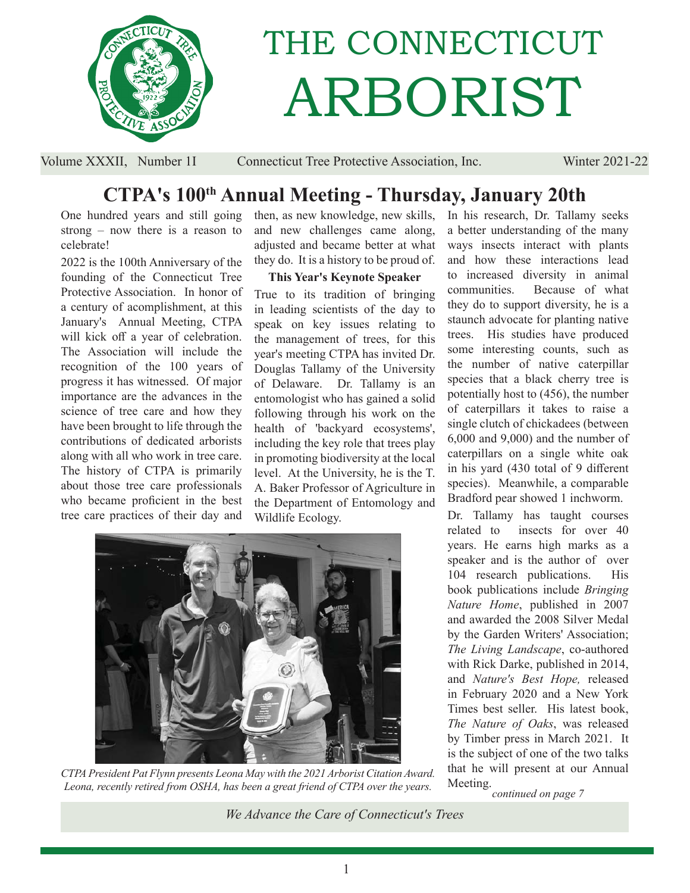# THE CONNECTICUT ARBORIST

Volume XXXII, Number 1I Connecticut Tree Protective Association, Inc. Winter 2021-22

## CTPA's 100th Annual Meeting - Thursday, January 20th

One hundred years and still going strong – now there is a reason to celebrate!

2022 is the 100th Anniversary of the founding of the Connecticut Tree Protective Association. In honor of a century of acomplishment, at this January's Annual Meeting, CTPA will kick off a year of celebration. The Association will include the recognition of the 100 years of progress it has witnessed. Of major importance are the advances in the science of tree care and how they have been brought to life through the contributions of dedicated arborists along with all who work in tree care. The history of CTPA is primarily about those tree care professionals who became proficient in the best tree care practices of their day and then, as new knowledge, new skills, and new challenges came along, adjusted and became better at what they do. It is a history to be proud of.

### This Year's Keynote Speaker

True to its tradition of bringing in leading scientists of the day to speak on key issues relating to the management of trees, for this year's meeting CTPA has invited Dr. Douglas Tallamy of the University of Delaware. Dr. Tallamy is an entomologist who has gained a solid following through his work on the health of 'backyard ecosystems', including the key role that trees play in promoting biodiversity at the local level. At the University, he is the T. A. Baker Professor of Agriculture in the Department of Entomology and Wildlife Ecology.

*CTPA President Pat Flynn presents Leona May with the 2021 Arborist Citation Award. Leona, recently retired from OSHA, has been a great friend of CTPA over the years.*

In his research, Dr. Tallamy seeks a better understanding of the many ways insects interact with plants and how these interactions lead to increased diversity in animal communities. Because of what they do to support diversity, he is a staunch advocate for planting native trees. His studies have produced some interesting counts, such as the number of native caterpillar species that a black cherry tree is potentially host to (456), the number of caterpillars it takes to raise a single clutch of chickadees (between 6,000 and 9,000) and the number of caterpillars on a single white oak in his yard (430 total of 9 different species). Meanwhile, a comparable Bradford pear showed 1 inchworm.

Dr. Tallamy has taught courses related to insects for over 40 years. He earns high marks as a speaker and is the author of over 104 research publications. His book publications include *Bringing Nature Home*, published in 2007 and awarded the 2008 Silver Medal by the Garden Writers' Association; *The Living Landscape*, co-authored with Rick Darke, published in 2014, and *Nature's Best Hope,* released in February 2020 and a New York Times best seller. His latest book, *The Nature of Oaks*, was released by Timber press in March 2021. It is the subject of one of the two talks that he will present at our Annual Meeting.

*continued on page 7*

*We Advance the Care of Connecticut's Trees*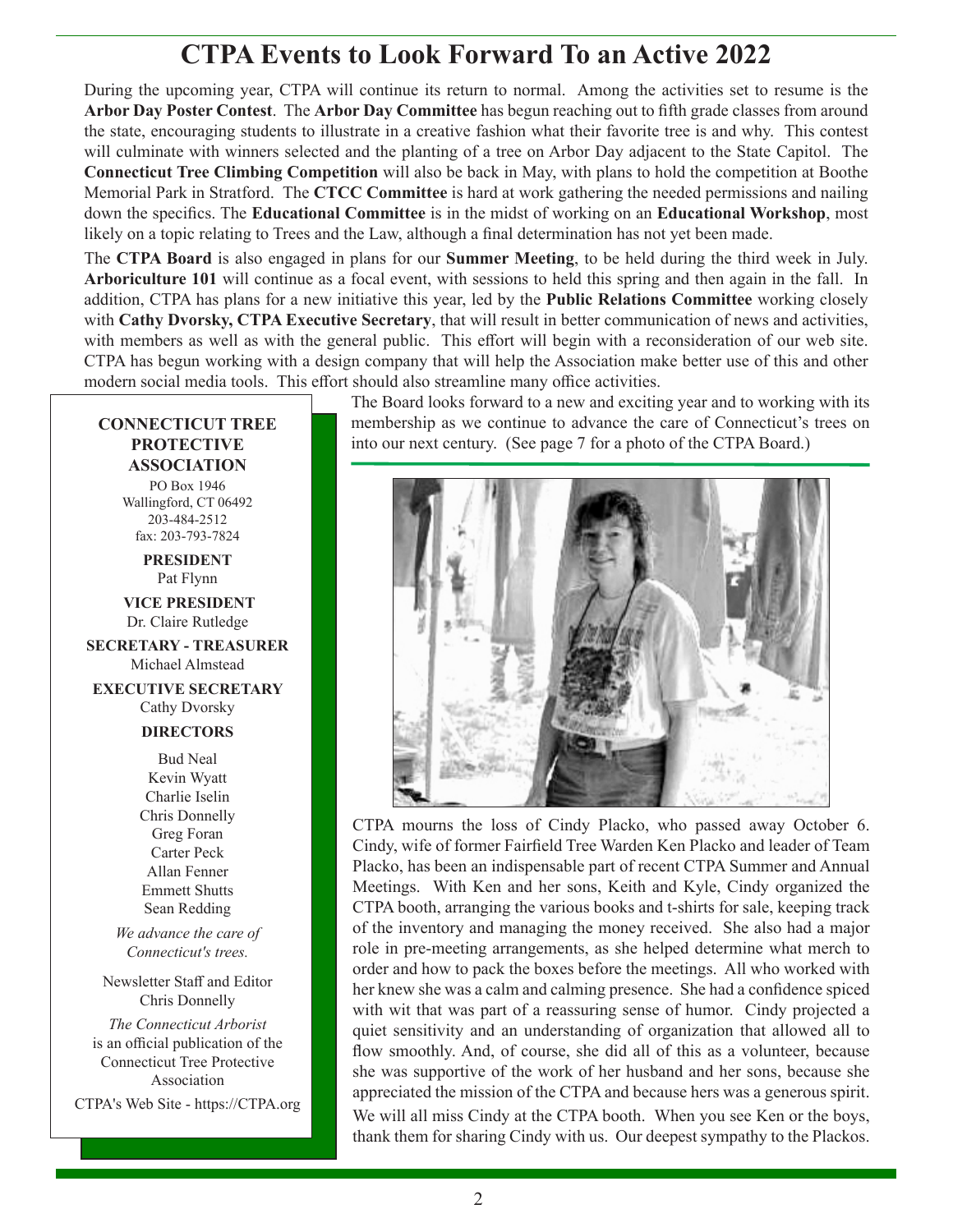# CTPA Events to Look Forward To an Active 2022

During the upcoming year, CTPA will continue its return to normal. Among the activities set to resume is the **Arbor Day Poster Contest**. The **Arbor Day Committee** has begun reaching out to fifth grade classes from around the state, encouraging students to illustrate in a creative fashion what their favorite tree is and why. This contest will culminate with winners selected and the planting of a tree on Arbor Day adjacent to the State Capitol. The **Connecticut Tree Climbing Competition** will also be back in May, with plans to hold the competition at Boothe Memorial Park in Stratford. The **CTCC Committee** is hard at work gathering the needed permissions and nailing down the specifics. The **Educational Committee** is in the midst of working on an **Educational Workshop**, most likely on a topic relating to Trees and the Law, although a final determination has not yet been made.

The **CTPA Board** is also engaged in plans for our **Summer Meeting**, to be held during the third week in July. **Arboriculture 101** will continue as a focal event, with sessions to held this spring and then again in the fall. In addition, CTPA has plans for a new initiative this year, led by the **Public Relations Committee** working closely with **Cathy Dvorsky, CTPA Executive Secretary**, that will result in better communication of news and activities, with members as well as with the general public. This effort will begin with a reconsideration of our web site. CTPA has begun working with a design company that will help the Association make better use of this and other modern social media tools. This effort should also streamline many office activities.

The Board looks forward to a new and exciting year and to working with its membership as we continue to advance the care of Connecticut's trees on into our next century. (See page 7 for a photo of the CTPA Board.)

CTPA mourns the loss of Cindy Placko, who passed away October 6. Cindy, wife of former Fairfield Tree Warden Ken Placko and leader of Team Placko, has been an indispensable part of recent CTPA Summer and Annual Meetings. With Ken and her sons, Keith and Kyle, Cindy organized the CTPA booth, arranging the various books and t-shirts for sale, keeping track of the inventory and managing the money received. She also had a major role in pre-meeting arrangements, as she helped determine what merch to order and how to pack the boxes before the meetings. All who worked with her knew she was a calm and calming presence. She had a confidence spiced with wit that was part of a reassuring sense of humor. Cindy projected a quiet sensitivity and an understanding of organization that allowed all to flow smoothly. And, of course, she did all of this as a volunteer, because she was supportive of the work of her husband and her sons, because she appreciated the mission of the CTPA and because hers was a generous spirit. We will all miss Cindy at the CTPA booth. When you see Ken or the boys, thank them for sharing Cindy with us. Our deepest sympathy to the Plackos.

---

**CONNECTICUT TREE PROTECTIVE ASSOCIATION**

PO Box 1946
Wallingford, CT 06492
203-484-2512
fax: 203-793-7824

**PRESIDENT**
Pat Flynn

**VICE PRESIDENT**
Dr. Claire Rutledge

**SECRETARY - TREASURER**
Michael Almstead

**EXECUTIVE SECRETARY**
Cathy Dvorsky

**DIRECTORS**

Bud Neal
Kevin Wyatt
Charlie Iselin
Chris Donnelly
Greg Foran
Carter Peck
Allan Fenner
Emmett Shutts
Sean Redding

*We advance the care of Connecticut's trees.*

Newsletter Staff and Editor
Chris Donnelly

*The Connecticut Arborist* is an official publication of the Connecticut Tree Protective Association

CTPA's Web Site - https://CTPA.org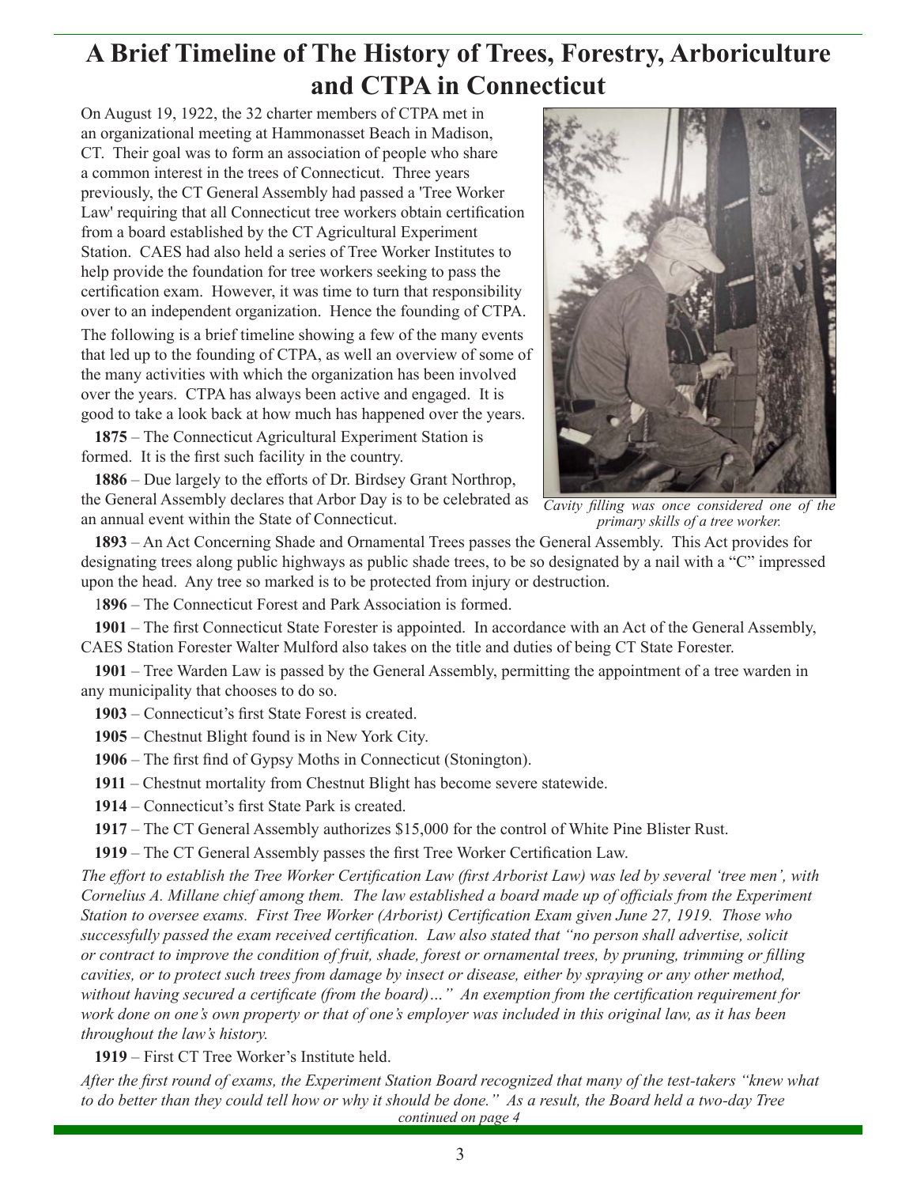# A Brief Timeline of The History of Trees, Forestry, Arboriculture and CTPA in Connecticut

On August 19, 1922, the 32 charter members of CTPA met in an organizational meeting at Hammonasset Beach in Madison, CT. Their goal was to form an association of people who share a common interest in the trees of Connecticut. Three years previously, the CT General Assembly had passed a 'Tree Worker Law' requiring that all Connecticut tree workers obtain certification from a board established by the CT Agricultural Experiment Station. CAES had also held a series of Tree Worker Institutes to help provide the foundation for tree workers seeking to pass the certification exam. However, it was time to turn that responsibility over to an independent organization. Hence the founding of CTPA.

The following is a brief timeline showing a few of the many events that led up to the founding of CTPA, as well an overview of some of the many activities with which the organization has been involved over the years. CTPA has always been active and engaged. It is good to take a look back at how much has happened over the years.

*Cavity filling was once considered one of the primary skills of a tree worker.*

**1875** – The Connecticut Agricultural Experiment Station is formed. It is the first such facility in the country.

**1886** – Due largely to the efforts of Dr. Birdsey Grant Northrop, the General Assembly declares that Arbor Day is to be celebrated as an annual event within the State of Connecticut.

**1893** – An Act Concerning Shade and Ornamental Trees passes the General Assembly. This Act provides for designating trees along public highways as public shade trees, to be so designated by a nail with a "C" impressed upon the head. Any tree so marked is to be protected from injury or destruction.

**1896** – The Connecticut Forest and Park Association is formed.

**1901** – The first Connecticut State Forester is appointed. In accordance with an Act of the General Assembly, CAES Station Forester Walter Mulford also takes on the title and duties of being CT State Forester.

**1901** – Tree Warden Law is passed by the General Assembly, permitting the appointment of a tree warden in any municipality that chooses to do so.

**1903** – Connecticut's first State Forest is created.

**1905** – Chestnut Blight found is in New York City.

**1906** – The first find of Gypsy Moths in Connecticut (Stonington).

**1911** – Chestnut mortality from Chestnut Blight has become severe statewide.

**1914** – Connecticut's first State Park is created.

**1917** – The CT General Assembly authorizes $15,000 for the control of White Pine Blister Rust.

**1919** – The CT General Assembly passes the first Tree Worker Certification Law.

*The effort to establish the Tree Worker Certification Law (first Arborist Law) was led by several 'tree men', with Cornelius A. Millane chief among them. The law established a board made up of officials from the Experiment Station to oversee exams. First Tree Worker (Arborist) Certification Exam given June 27, 1919. Those who successfully passed the exam received certification. Law also stated that "no person shall advertise, solicit or contract to improve the condition of fruit, shade, forest or ornamental trees, by pruning, trimming or filling cavities, or to protect such trees from damage by insect or disease, either by spraying or any other method, without having secured a certificate (from the board)…" An exemption from the certification requirement for work done on one's own property or that of one's employer was included in this original law, as it has been throughout the law's history.*

**1919** – First CT Tree Worker's Institute held.

*After the first round of exams, the Experiment Station Board recognized that many of the test-takers "knew what to do better than they could tell how or why it should be done." As a result, the Board held a two-day Tree*

*continued on page 4*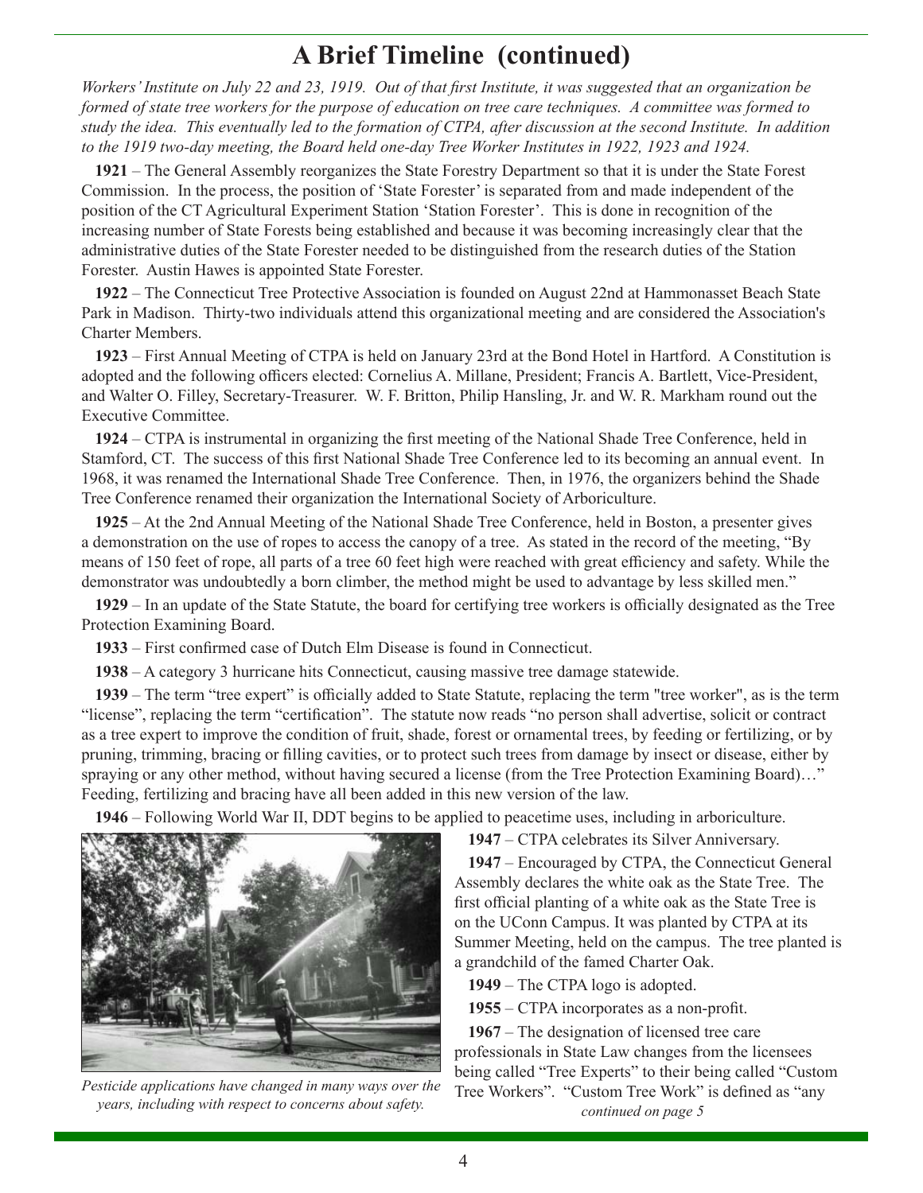# A Brief Timeline (continued)

*Workers' Institute on July 22 and 23, 1919. Out of that first Institute, it was suggested that an organization be formed of state tree workers for the purpose of education on tree care techniques. A committee was formed to study the idea. This eventually led to the formation of CTPA, after discussion at the second Institute. In addition to the 1919 two-day meeting, the Board held one-day Tree Worker Institutes in 1922, 1923 and 1924.*

**1921** – The General Assembly reorganizes the State Forestry Department so that it is under the State Forest Commission. In the process, the position of 'State Forester' is separated from and made independent of the position of the CT Agricultural Experiment Station 'Station Forester'. This is done in recognition of the increasing number of State Forests being established and because it was becoming increasingly clear that the administrative duties of the State Forester needed to be distinguished from the research duties of the Station Forester. Austin Hawes is appointed State Forester.

**1922** – The Connecticut Tree Protective Association is founded on August 22nd at Hammonasset Beach State Park in Madison. Thirty-two individuals attend this organizational meeting and are considered the Association's Charter Members.

**1923** – First Annual Meeting of CTPA is held on January 23rd at the Bond Hotel in Hartford. A Constitution is adopted and the following officers elected: Cornelius A. Millane, President; Francis A. Bartlett, Vice-President, and Walter O. Filley, Secretary-Treasurer. W. F. Britton, Philip Hansling, Jr. and W. R. Markham round out the Executive Committee.

**1924** – CTPA is instrumental in organizing the first meeting of the National Shade Tree Conference, held in Stamford, CT. The success of this first National Shade Tree Conference led to its becoming an annual event. In 1968, it was renamed the International Shade Tree Conference. Then, in 1976, the organizers behind the Shade Tree Conference renamed their organization the International Society of Arboriculture.

**1925** – At the 2nd Annual Meeting of the National Shade Tree Conference, held in Boston, a presenter gives a demonstration on the use of ropes to access the canopy of a tree. As stated in the record of the meeting, "By means of 150 feet of rope, all parts of a tree 60 feet high were reached with great efficiency and safety. While the demonstrator was undoubtedly a born climber, the method might be used to advantage by less skilled men."

**1929** – In an update of the State Statute, the board for certifying tree workers is officially designated as the Tree Protection Examining Board.

**1933** – First confirmed case of Dutch Elm Disease is found in Connecticut.

**1938** – A category 3 hurricane hits Connecticut, causing massive tree damage statewide.

**1939** – The term "tree expert" is officially added to State Statute, replacing the term "tree worker", as is the term "license", replacing the term "certification". The statute now reads "no person shall advertise, solicit or contract as a tree expert to improve the condition of fruit, shade, forest or ornamental trees, by feeding or fertilizing, or by pruning, trimming, bracing or filling cavities, or to protect such trees from damage by insect or disease, either by spraying or any other method, without having secured a license (from the Tree Protection Examining Board)…" Feeding, fertilizing and bracing have all been added in this new version of the law.

**1946** – Following World War II, DDT begins to be applied to peacetime uses, including in arboriculture.

*Pesticide applications have changed in many ways over the years, including with respect to concerns about safety.*

**1947** – CTPA celebrates its Silver Anniversary.

**1947** – Encouraged by CTPA, the Connecticut General Assembly declares the white oak as the State Tree. The first official planting of a white oak as the State Tree is on the UConn Campus. It was planted by CTPA at its Summer Meeting, held on the campus. The tree planted is a grandchild of the famed Charter Oak.

**1949** – The CTPA logo is adopted.

**1955** – CTPA incorporates as a non-profit.

**1967** – The designation of licensed tree care professionals in State Law changes from the licensees being called "Tree Experts" to their being called "Custom Tree Workers". "Custom Tree Work" is defined as "any

*continued on page 5*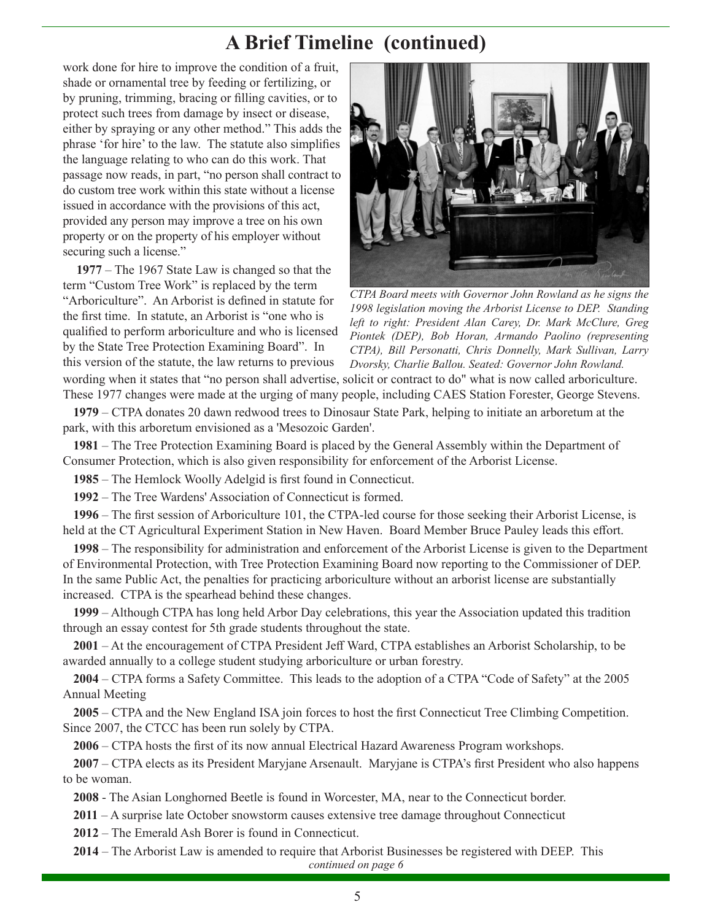# A Brief Timeline (continued)

work done for hire to improve the condition of a fruit, shade or ornamental tree by feeding or fertilizing, or by pruning, trimming, bracing or filling cavities, or to protect such trees from damage by insect or disease, either by spraying or any other method." This adds the phrase 'for hire' to the law. The statute also simplifies the language relating to who can do this work. That passage now reads, in part, "no person shall contract to do custom tree work within this state without a license issued in accordance with the provisions of this act, provided any person may improve a tree on his own property or on the property of his employer without securing such a license."

*CTPA Board meets with Governor John Rowland as he signs the 1998 legislation moving the Arborist License to DEP. Standing left to right: President Alan Carey, Dr. Mark McClure, Greg Piontek (DEP), Bob Horan, Armando Paolino (representing CTPA), Bill Personatti, Chris Donnelly, Mark Sullivan, Larry Dvorsky, Charlie Ballou. Seated: Governor John Rowland.*

**1977** – The 1967 State Law is changed so that the term "Custom Tree Work" is replaced by the term "Arboriculture". An Arborist is defined in statute for the first time. In statute, an Arborist is "one who is qualified to perform arboriculture and who is licensed by the State Tree Protection Examining Board". In this version of the statute, the law returns to previous wording when it states that "no person shall advertise, solicit or contract to do" what is now called arboriculture. These 1977 changes were made at the urging of many people, including CAES Station Forester, George Stevens.

**1979** – CTPA donates 20 dawn redwood trees to Dinosaur State Park, helping to initiate an arboretum at the park, with this arboretum envisioned as a 'Mesozoic Garden'.

**1981** – The Tree Protection Examining Board is placed by the General Assembly within the Department of Consumer Protection, which is also given responsibility for enforcement of the Arborist License.

**1985** – The Hemlock Woolly Adelgid is first found in Connecticut.

**1992** – The Tree Wardens' Association of Connecticut is formed.

**1996** – The first session of Arboriculture 101, the CTPA-led course for those seeking their Arborist License, is held at the CT Agricultural Experiment Station in New Haven. Board Member Bruce Pauley leads this effort.

**1998** – The responsibility for administration and enforcement of the Arborist License is given to the Department of Environmental Protection, with Tree Protection Examining Board now reporting to the Commissioner of DEP. In the same Public Act, the penalties for practicing arboriculture without an arborist license are substantially increased. CTPA is the spearhead behind these changes.

**1999** – Although CTPA has long held Arbor Day celebrations, this year the Association updated this tradition through an essay contest for 5th grade students throughout the state.

**2001** – At the encouragement of CTPA President Jeff Ward, CTPA establishes an Arborist Scholarship, to be awarded annually to a college student studying arboriculture or urban forestry.

**2004** – CTPA forms a Safety Committee. This leads to the adoption of a CTPA "Code of Safety" at the 2005 Annual Meeting

**2005** – CTPA and the New England ISA join forces to host the first Connecticut Tree Climbing Competition. Since 2007, the CTCC has been run solely by CTPA.

**2006** – CTPA hosts the first of its now annual Electrical Hazard Awareness Program workshops.

**2007** – CTPA elects as its President Maryjane Arsenault. Maryjane is CTPA's first President who also happens to be woman.

**2008** - The Asian Longhorned Beetle is found in Worcester, MA, near to the Connecticut border.

**2011** – A surprise late October snowstorm causes extensive tree damage throughout Connecticut

**2012** – The Emerald Ash Borer is found in Connecticut.

**2014** – The Arborist Law is amended to require that Arborist Businesses be registered with DEEP. This

*continued on page 6*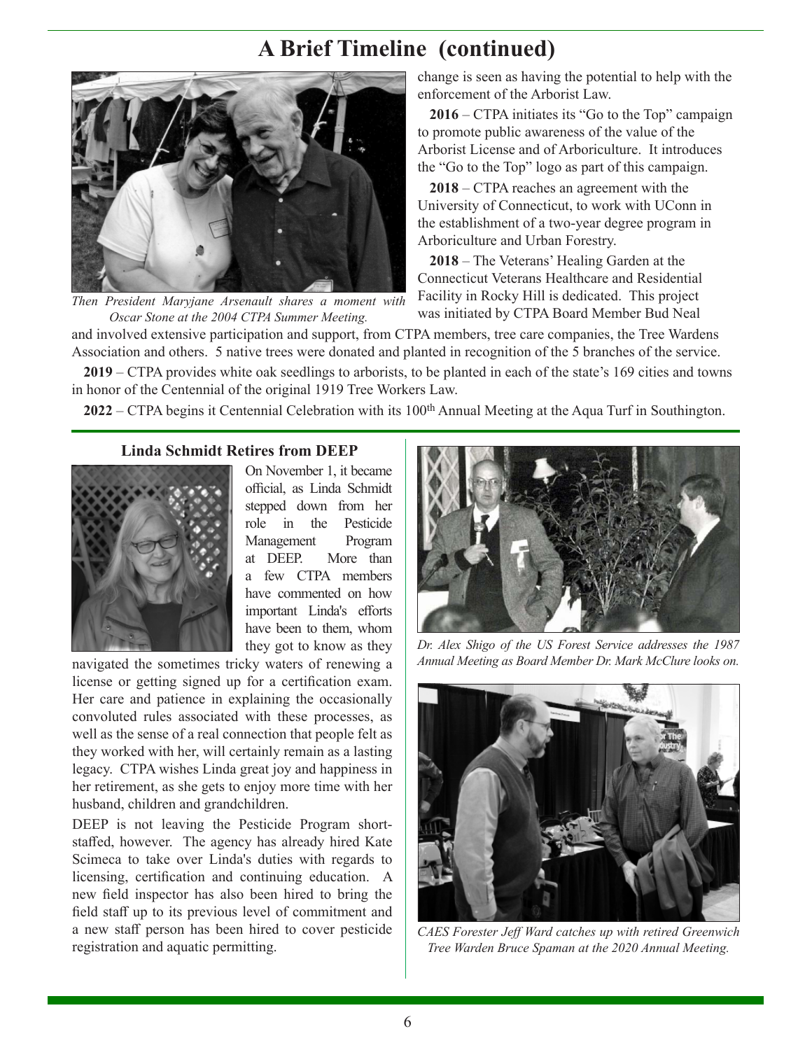# A Brief Timeline (continued)

*Then President Maryjane Arsenault shares a moment with Oscar Stone at the 2004 CTPA Summer Meeting.*

change is seen as having the potential to help with the enforcement of the Arborist Law.

**2016** – CTPA initiates its "Go to the Top" campaign to promote public awareness of the value of the Arborist License and of Arboriculture. It introduces the "Go to the Top" logo as part of this campaign.

**2018** – CTPA reaches an agreement with the University of Connecticut, to work with UConn in the establishment of a two-year degree program in Arboriculture and Urban Forestry.

**2018** – The Veterans' Healing Garden at the Connecticut Veterans Healthcare and Residential Facility in Rocky Hill is dedicated. This project was initiated by CTPA Board Member Bud Neal and involved extensive participation and support, from CTPA members, tree care companies, the Tree Wardens Association and others. 5 native trees were donated and planted in recognition of the 5 branches of the service.

**2019** – CTPA provides white oak seedlings to arborists, to be planted in each of the state's 169 cities and towns in honor of the Centennial of the original 1919 Tree Workers Law.

**2022** – CTPA begins it Centennial Celebration with its 100th Annual Meeting at the Aqua Turf in Southington.

---

## Linda Schmidt Retires from DEEP

On November 1, it became official, as Linda Schmidt stepped down from her role in the Pesticide Management Program at DEEP. More than a few CTPA members have commented on how important Linda's efforts have been to them, whom they got to know as they navigated the sometimes tricky waters of renewing a license or getting signed up for a certification exam. Her care and patience in explaining the occasionally convoluted rules associated with these processes, as well as the sense of a real connection that people felt as they worked with her, will certainly remain as a lasting legacy. CTPA wishes Linda great joy and happiness in her retirement, as she gets to enjoy more time with her husband, children and grandchildren.

DEEP is not leaving the Pesticide Program short-staffed, however. The agency has already hired Kate Scimeca to take over Linda's duties with regards to licensing, certification and continuing education. A new field inspector has also been hired to bring the field staff up to its previous level of commitment and a new staff person has been hired to cover pesticide registration and aquatic permitting.

*Dr. Alex Shigo of the US Forest Service addresses the 1987 Annual Meeting as Board Member Dr. Mark McClure looks on.*

*CAES Forester Jeff Ward catches up with retired Greenwich Tree Warden Bruce Spaman at the 2020 Annual Meeting.*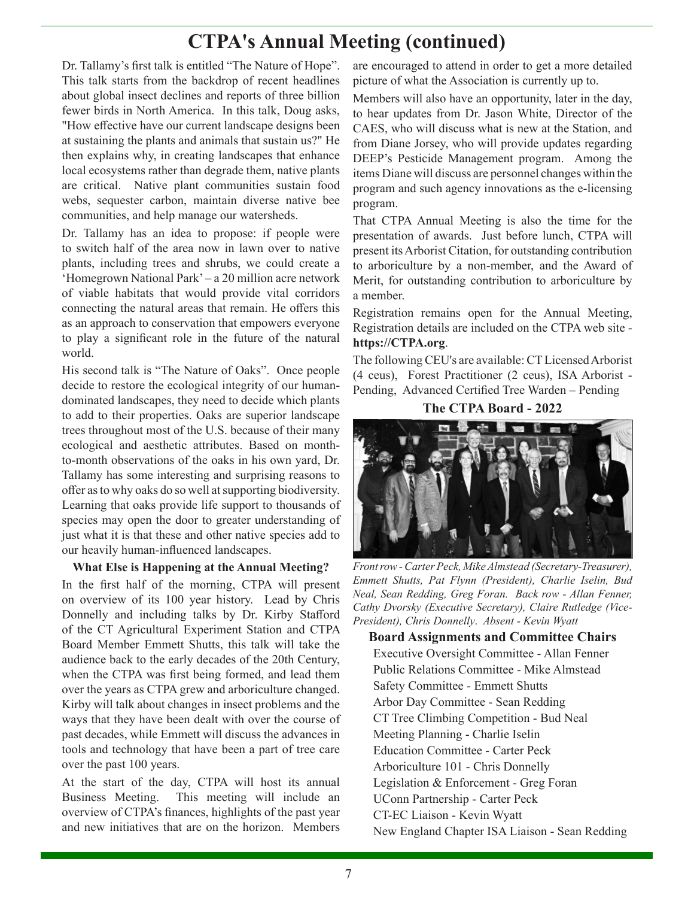# CTPA's Annual Meeting (continued)

Dr. Tallamy's first talk is entitled "The Nature of Hope". This talk starts from the backdrop of recent headlines about global insect declines and reports of three billion fewer birds in North America. In this talk, Doug asks, "How effective have our current landscape designs been at sustaining the plants and animals that sustain us?" He then explains why, in creating landscapes that enhance local ecosystems rather than degrade them, native plants are critical. Native plant communities sustain food webs, sequester carbon, maintain diverse native bee communities, and help manage our watersheds.

Dr. Tallamy has an idea to propose: if people were to switch half of the area now in lawn over to native plants, including trees and shrubs, we could create a 'Homegrown National Park' – a 20 million acre network of viable habitats that would provide vital corridors connecting the natural areas that remain. He offers this as an approach to conservation that empowers everyone to play a significant role in the future of the natural world.

His second talk is "The Nature of Oaks". Once people decide to restore the ecological integrity of our human-dominated landscapes, they need to decide which plants to add to their properties. Oaks are superior landscape trees throughout most of the U.S. because of their many ecological and aesthetic attributes. Based on month-to-month observations of the oaks in his own yard, Dr. Tallamy has some interesting and surprising reasons to offer as to why oaks do so well at supporting biodiversity. Learning that oaks provide life support to thousands of species may open the door to greater understanding of just what it is that these and other native species add to our heavily human-influenced landscapes.

### What Else is Happening at the Annual Meeting?

In the first half of the morning, CTPA will present on overview of its 100 year history. Lead by Chris Donnelly and including talks by Dr. Kirby Stafford of the CT Agricultural Experiment Station and CTPA Board Member Emmett Shutts, this talk will take the audience back to the early decades of the 20th Century, when the CTPA was first being formed, and lead them over the years as CTPA grew and arboriculture changed. Kirby will talk about changes in insect problems and the ways that they have been dealt with over the course of past decades, while Emmett will discuss the advances in tools and technology that have been a part of tree care over the past 100 years.

At the start of the day, CTPA will host its annual Business Meeting. This meeting will include an overview of CTPA's finances, highlights of the past year and new initiatives that are on the horizon. Members are encouraged to attend in order to get a more detailed picture of what the Association is currently up to.

Members will also have an opportunity, later in the day, to hear updates from Dr. Jason White, Director of the CAES, who will discuss what is new at the Station, and from Diane Jorsey, who will provide updates regarding DEEP's Pesticide Management program. Among the items Diane will discuss are personnel changes within the program and such agency innovations as the e-licensing program.

That CTPA Annual Meeting is also the time for the presentation of awards. Just before lunch, CTPA will present its Arborist Citation, for outstanding contribution to arboriculture by a non-member, and the Award of Merit, for outstanding contribution to arboriculture by a member.

Registration remains open for the Annual Meeting, Registration details are included on the CTPA web site - **https://CTPA.org**.

The following CEU's are available: CT Licensed Arborist (4 ceus), Forest Practitioner (2 ceus), ISA Arborist - Pending, Advanced Certified Tree Warden – Pending

### The CTPA Board - 2022

*Front row - Carter Peck, Mike Almstead (Secretary-Treasurer), Emmett Shutts, Pat Flynn (President), Charlie Iselin, Bud Neal, Sean Redding, Greg Foran. Back row - Allan Fenner, Cathy Dvorsky (Executive Secretary), Claire Rutledge (Vice-President), Chris Donnelly. Absent - Kevin Wyatt*

### Board Assignments and Committee Chairs

Executive Oversight Committee - Allan Fenner
Public Relations Committee - Mike Almstead
Safety Committee - Emmett Shutts
Arbor Day Committee - Sean Redding
CT Tree Climbing Competition - Bud Neal
Meeting Planning - Charlie Iselin
Education Committee - Carter Peck
Arboriculture 101 - Chris Donnelly
Legislation & Enforcement - Greg Foran
UConn Partnership - Carter Peck
CT-EC Liaison - Kevin Wyatt
New England Chapter ISA Liaison - Sean Redding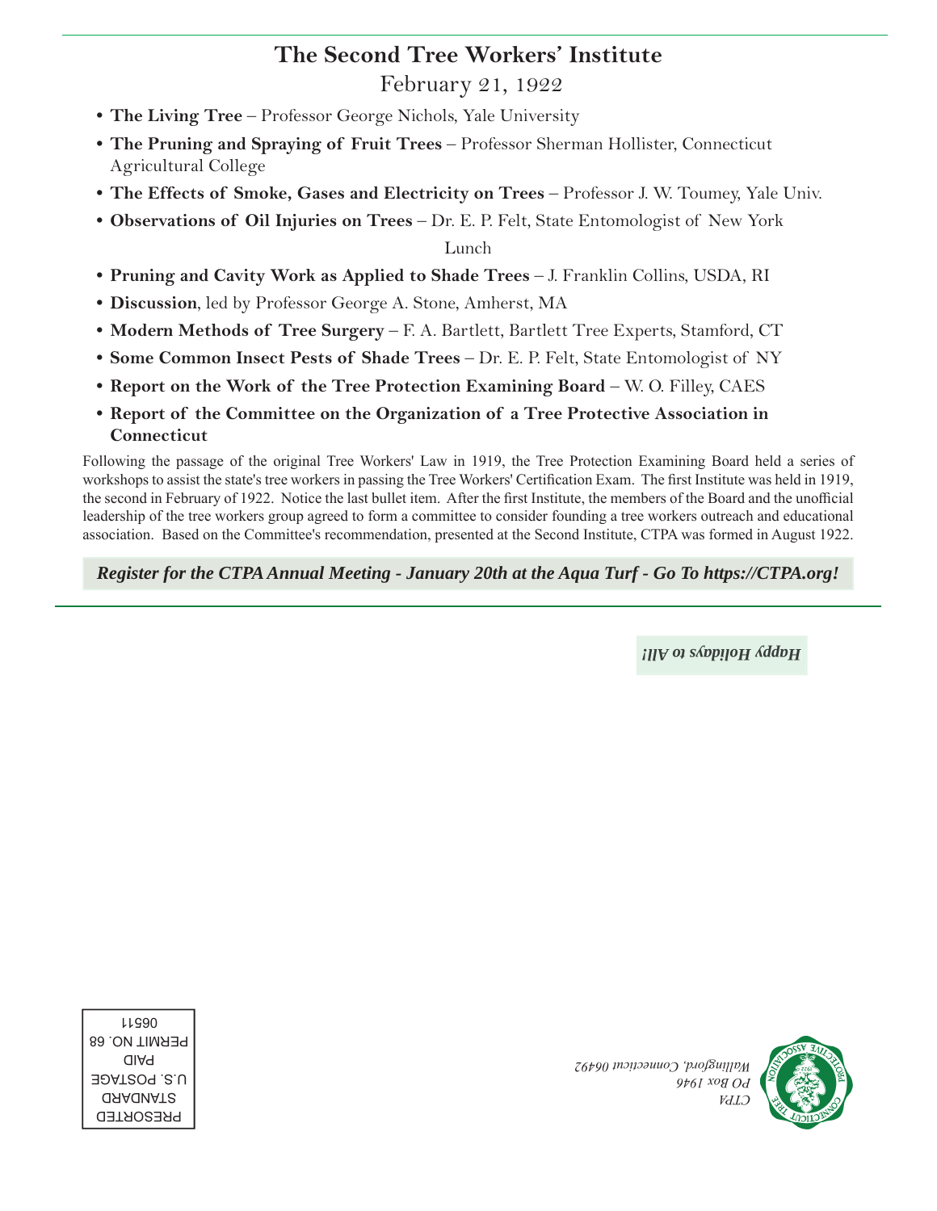## The Second Tree Workers' Institute

February 21, 1922

- **The Living Tree** – Professor George Nichols, Yale University
- **The Pruning and Spraying of Fruit Trees** – Professor Sherman Hollister, Connecticut Agricultural College
- **The Effects of Smoke, Gases and Electricity on Trees** – Professor J. W. Toumey, Yale Univ.
- **Observations of Oil Injuries on Trees** – Dr. E. P. Felt, State Entomologist of New York

Lunch

- **Pruning and Cavity Work as Applied to Shade Trees** – J. Franklin Collins, USDA, RI
- **Discussion**, led by Professor George A. Stone, Amherst, MA
- **Modern Methods of Tree Surgery** – F. A. Bartlett, Bartlett Tree Experts, Stamford, CT
- **Some Common Insect Pests of Shade Trees** – Dr. E. P. Felt, State Entomologist of NY
- **Report on the Work of the Tree Protection Examining Board** – W. O. Filley, CAES
- **Report of the Committee on the Organization of a Tree Protective Association in Connecticut**

Following the passage of the original Tree Workers' Law in 1919, the Tree Protection Examining Board held a series of workshops to assist the state's tree workers in passing the Tree Workers' Certification Exam. The first Institute was held in 1919, the second in February of 1922. Notice the last bullet item. After the first Institute, the members of the Board and the unofficial leadership of the tree workers group agreed to form a committee to consider founding a tree workers outreach and educational association. Based on the Committee's recommendation, presented at the Second Institute, CTPA was formed in August 1922.

***Register for the CTPA Annual Meeting - January 20th at the Aqua Turf - Go To https://CTPA.org!***

***Happy Holidays to All!***

PRESORTED
STANDARD
U.S. POSTAGE
PAID
PERMIT NO. 68
06511

*CTPA*
*PO Box 1946*
*Wallingford, Connecticut 06492*